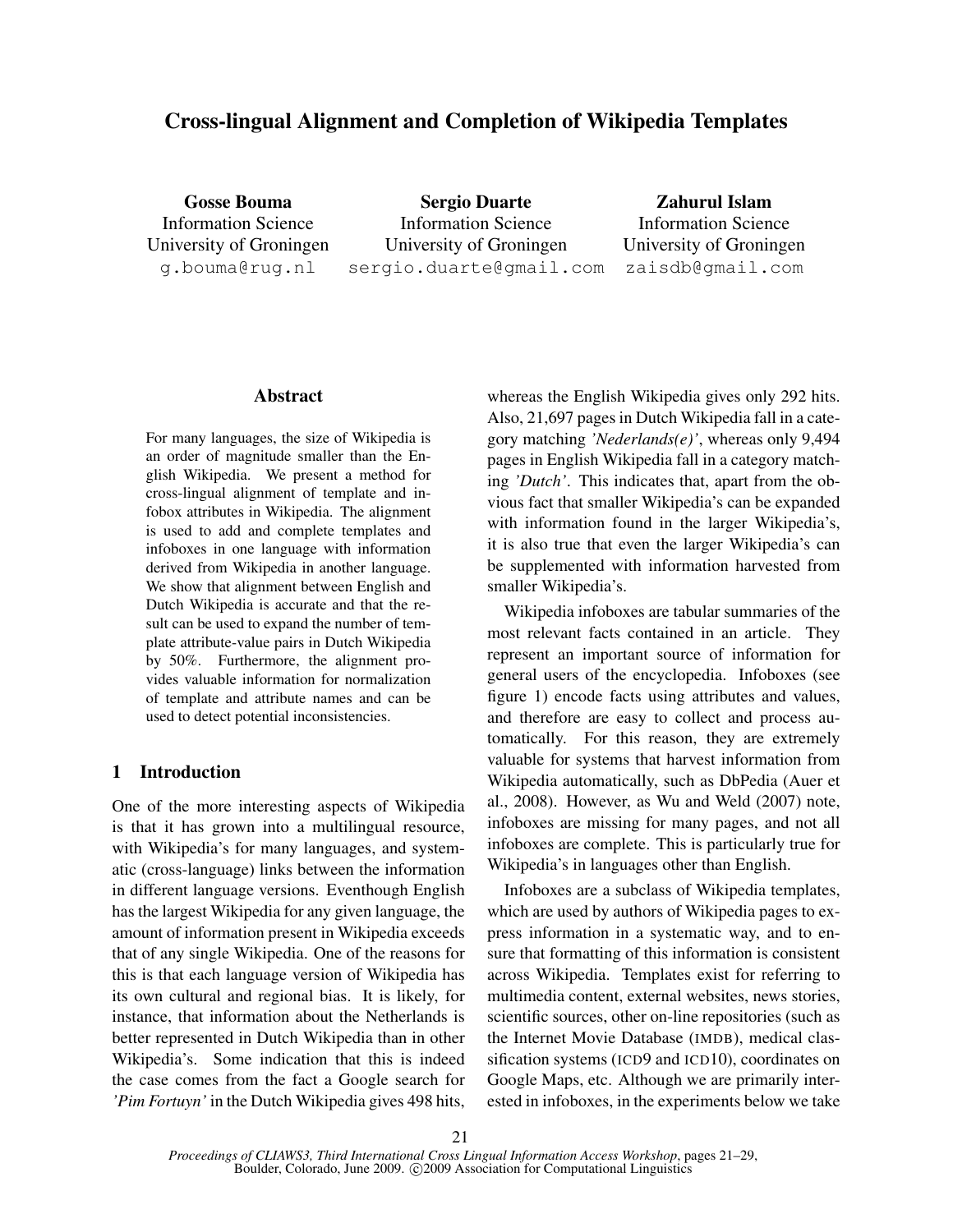# Cross-lingual Alignment and Completion of Wikipedia Templates

**Gosse Bouma**
Information Science
University of Groningen
g.bouma@rug.nl

**Sergio Duarte**
Information Science
University of Groningen
sergio.duarte@gmail.com

**Zahurul Islam**
Information Science
University of Groningen
zaisdb@gmail.com

## Abstract

For many languages, the size of Wikipedia is an order of magnitude smaller than the English Wikipedia. We present a method for cross-lingual alignment of template and infobox attributes in Wikipedia. The alignment is used to add and complete templates and infoboxes in one language with information derived from Wikipedia in another language. We show that alignment between English and Dutch Wikipedia is accurate and that the result can be used to expand the number of template attribute-value pairs in Dutch Wikipedia by 50%. Furthermore, the alignment provides valuable information for normalization of template and attribute names and can be used to detect potential inconsistencies.

## 1 Introduction

One of the more interesting aspects of Wikipedia is that it has grown into a multilingual resource, with Wikipedia's for many languages, and systematic (cross-language) links between the information in different language versions. Eventhough English has the largest Wikipedia for any given language, the amount of information present in Wikipedia exceeds that of any single Wikipedia. One of the reasons for this is that each language version of Wikipedia has its own cultural and regional bias. It is likely, for instance, that information about the Netherlands is better represented in Dutch Wikipedia than in other Wikipedia's. Some indication that this is indeed the case comes from the fact a Google search for *'Pim Fortuyn'* in the Dutch Wikipedia gives 498 hits, whereas the English Wikipedia gives only 292 hits. Also, 21,697 pages in Dutch Wikipedia fall in a category matching *'Nederlands(e)'*, whereas only 9,494 pages in English Wikipedia fall in a category matching *'Dutch'*. This indicates that, apart from the obvious fact that smaller Wikipedia's can be expanded with information found in the larger Wikipedia's, it is also true that even the larger Wikipedia's can be supplemented with information harvested from smaller Wikipedia's.

Wikipedia infoboxes are tabular summaries of the most relevant facts contained in an article. They represent an important source of information for general users of the encyclopedia. Infoboxes (see figure 1) encode facts using attributes and values, and therefore are easy to collect and process automatically. For this reason, they are extremely valuable for systems that harvest information from Wikipedia automatically, such as DbPedia (Auer et al., 2008). However, as Wu and Weld (2007) note, infoboxes are missing for many pages, and not all infoboxes are complete. This is particularly true for Wikipedia's in languages other than English.

Infoboxes are a subclass of Wikipedia templates, which are used by authors of Wikipedia pages to express information in a systematic way, and to ensure that formatting of this information is consistent across Wikipedia. Templates exist for referring to multimedia content, external websites, news stories, scientific sources, other on-line repositories (such as the Internet Movie Database (IMDB), medical classification systems (ICD9 and ICD10), coordinates on Google Maps, etc. Although we are primarily interested in infoboxes, in the experiments below we take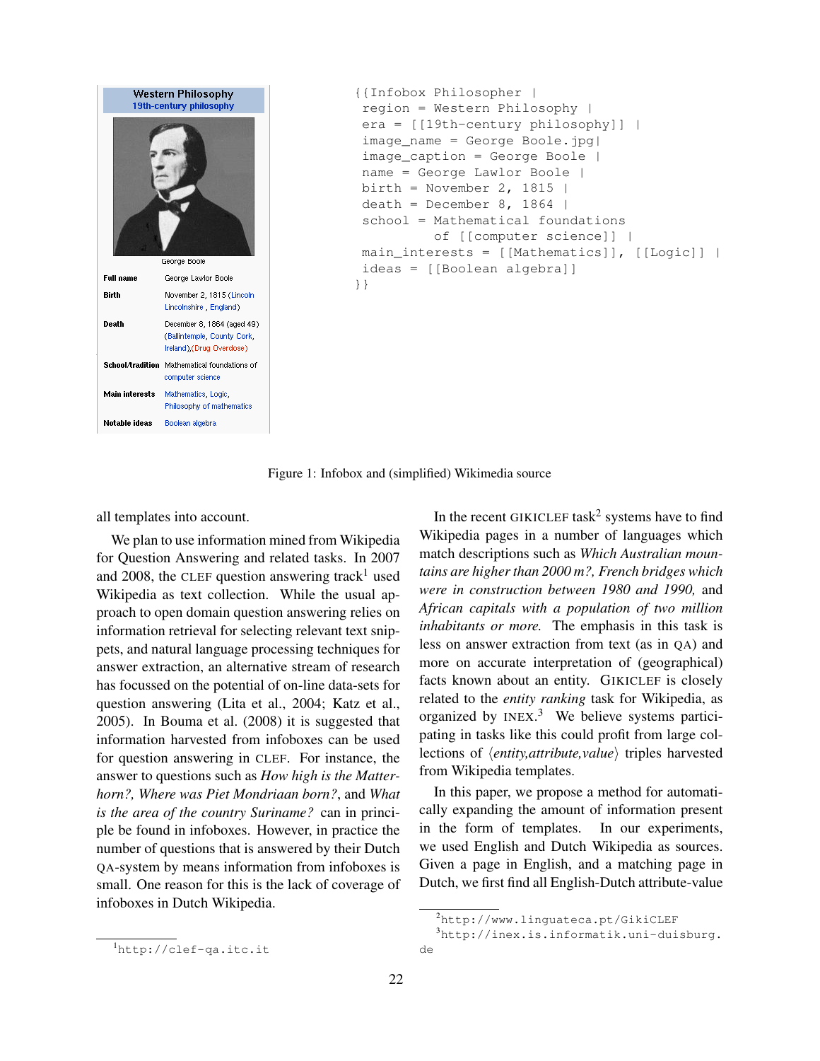| Western Philosophy | |
| --- | --- |
| 19th-century philosophy | |
| George Boole | |
| **Full name** | George Lawlor Boole |
| **Birth** | November 2, 1815 (Lincoln Lincolnshire , England) |
| **Death** | December 8, 1864 (aged 49) (Ballintemple, County Cork, Ireland),(Drug Overdose) |
| **School/tradition** | Mathematical foundations of computer science |
| **Main interests** | Mathematics, Logic, Philosophy of mathematics |
| **Notable ideas** | Boolean algebra |

```
{{Infobox Philosopher |
 region = Western Philosophy |
 era = [[19th-century philosophy]] |
 image_name = George Boole.jpg|
 image_caption = George Boole |
 name = George Lawlor Boole |
 birth = November 2, 1815 |
 death = December 8, 1864 |
 school = Mathematical foundations
          of [[computer science]] |
 main_interests = [[Mathematics]], [[Logic]] |
 ideas = [[Boolean algebra]]
}}
```

Figure 1: Infobox and (simplified) Wikimedia source

all templates into account.

We plan to use information mined from Wikipedia for Question Answering and related tasks. In 2007 and 2008, the CLEF question answering track[1] used Wikipedia as text collection. While the usual approach to open domain question answering relies on information retrieval for selecting relevant text snippets, and natural language processing techniques for answer extraction, an alternative stream of research has focussed on the potential of on-line data-sets for question answering (Lita et al., 2004; Katz et al., 2005). In Bouma et al. (2008) it is suggested that information harvested from infoboxes can be used for question answering in CLEF. For instance, the answer to questions such as *How high is the Matterhorn?, Where was Piet Mondriaan born?*, and *What is the area of the country Suriname?* can in principle be found in infoboxes. However, in practice the number of questions that is answered by their Dutch QA-system by means information from infoboxes is small. One reason for this is the lack of coverage of infoboxes in Dutch Wikipedia.

In the recent GIKICLEF task[2] systems have to find Wikipedia pages in a number of languages which match descriptions such as *Which Australian mountains are higher than 2000 m?, French bridges which were in construction between 1980 and 1990,* and *African capitals with a population of two million inhabitants or more.* The emphasis in this task is less on answer extraction from text (as in QA) and more on accurate interpretation of (geographical) facts known about an entity. GIKICLEF is closely related to the *entity ranking* task for Wikipedia, as organized by INEX.[3] We believe systems participating in tasks like this could profit from large collections of ⟨*entity,attribute,value*⟩ triples harvested from Wikipedia templates.

In this paper, we propose a method for automatically expanding the amount of information present in the form of templates. In our experiments, we used English and Dutch Wikipedia as sources. Given a page in English, and a matching page in Dutch, we first find all English-Dutch attribute-value

[1] http://clef-qa.itc.it

[2] http://www.linguateca.pt/GikiCLEF

[3] http://inex.is.informatik.uni-duisburg.de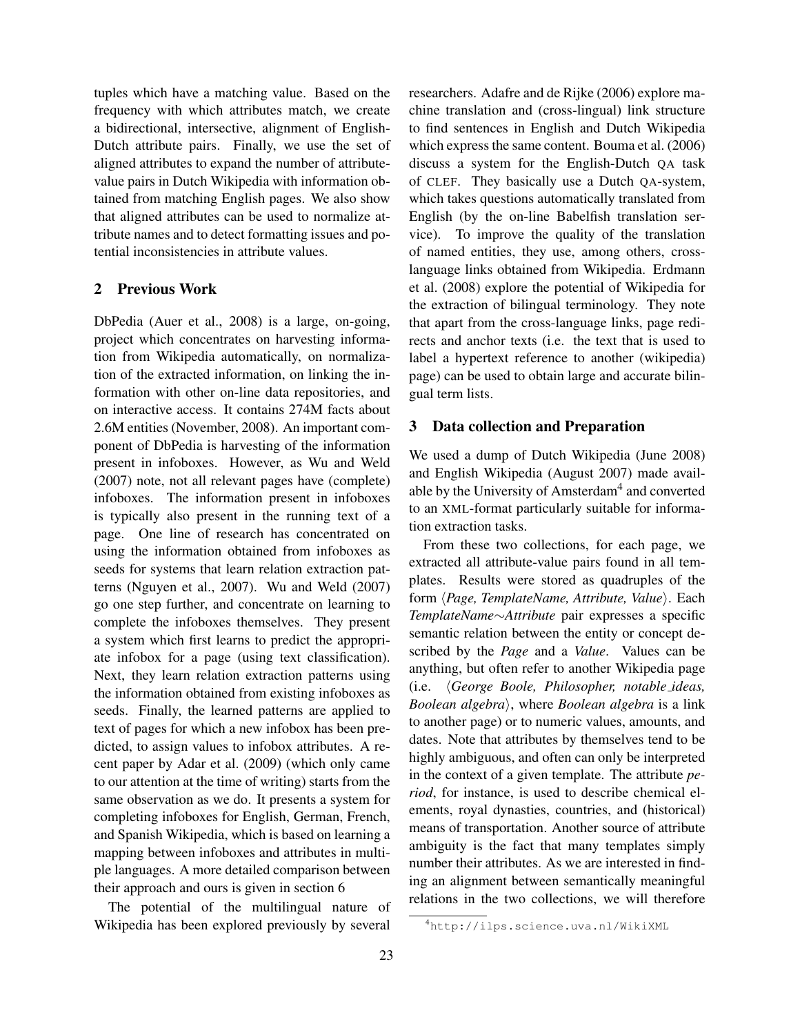tuples which have a matching value. Based on the frequency with which attributes match, we create a bidirectional, intersective, alignment of English-Dutch attribute pairs. Finally, we use the set of aligned attributes to expand the number of attribute-value pairs in Dutch Wikipedia with information obtained from matching English pages. We also show that aligned attributes can be used to normalize attribute names and to detect formatting issues and potential inconsistencies in attribute values.

## 2 Previous Work

DbPedia (Auer et al., 2008) is a large, on-going, project which concentrates on harvesting information from Wikipedia automatically, on normalization of the extracted information, on linking the information with other on-line data repositories, and on interactive access. It contains 274M facts about 2.6M entities (November, 2008). An important component of DbPedia is harvesting of the information present in infoboxes. However, as Wu and Weld (2007) note, not all relevant pages have (complete) infoboxes. The information present in infoboxes is typically also present in the running text of a page. One line of research has concentrated on using the information obtained from infoboxes as seeds for systems that learn relation extraction patterns (Nguyen et al., 2007). Wu and Weld (2007) go one step further, and concentrate on learning to complete the infoboxes themselves. They present a system which first learns to predict the appropriate infobox for a page (using text classification). Next, they learn relation extraction patterns using the information obtained from existing infoboxes as seeds. Finally, the learned patterns are applied to text of pages for which a new infobox has been predicted, to assign values to infobox attributes. A recent paper by Adar et al. (2009) (which only came to our attention at the time of writing) starts from the same observation as we do. It presents a system for completing infoboxes for English, German, French, and Spanish Wikipedia, which is based on learning a mapping between infoboxes and attributes in multiple languages. A more detailed comparison between their approach and ours is given in section 6

The potential of the multilingual nature of Wikipedia has been explored previously by several researchers. Adafre and de Rijke (2006) explore machine translation and (cross-lingual) link structure to find sentences in English and Dutch Wikipedia which express the same content. Bouma et al. (2006) discuss a system for the English-Dutch QA task of CLEF. They basically use a Dutch QA-system, which takes questions automatically translated from English (by the on-line Babelfish translation service). To improve the quality of the translation of named entities, they use, among others, cross-language links obtained from Wikipedia. Erdmann et al. (2008) explore the potential of Wikipedia for the extraction of bilingual terminology. They note that apart from the cross-language links, page redirects and anchor texts (i.e. the text that is used to label a hypertext reference to another (wikipedia) page) can be used to obtain large and accurate bilingual term lists.

## 3 Data collection and Preparation

We used a dump of Dutch Wikipedia (June 2008) and English Wikipedia (August 2007) made available by the University of Amsterdam[4] and converted to an XML-format particularly suitable for information extraction tasks.

From these two collections, for each page, we extracted all attribute-value pairs found in all templates. Results were stored as quadruples of the form ⟨*Page, TemplateName, Attribute, Value*⟩. Each *TemplateName*∼*Attribute* pair expresses a specific semantic relation between the entity or concept described by the *Page* and a *Value*. Values can be anything, but often refer to another Wikipedia page (i.e. ⟨*George Boole, Philosopher, notable_ideas, Boolean algebra*⟩, where *Boolean algebra* is a link to another page) or to numeric values, amounts, and dates. Note that attributes by themselves tend to be highly ambiguous, and often can only be interpreted in the context of a given template. The attribute *period*, for instance, is used to describe chemical elements, royal dynasties, countries, and (historical) means of transportation. Another source of attribute ambiguity is the fact that many templates simply number their attributes. As we are interested in finding an alignment between semantically meaningful relations in the two collections, we will therefore

[4] http://ilps.science.uva.nl/WikiXML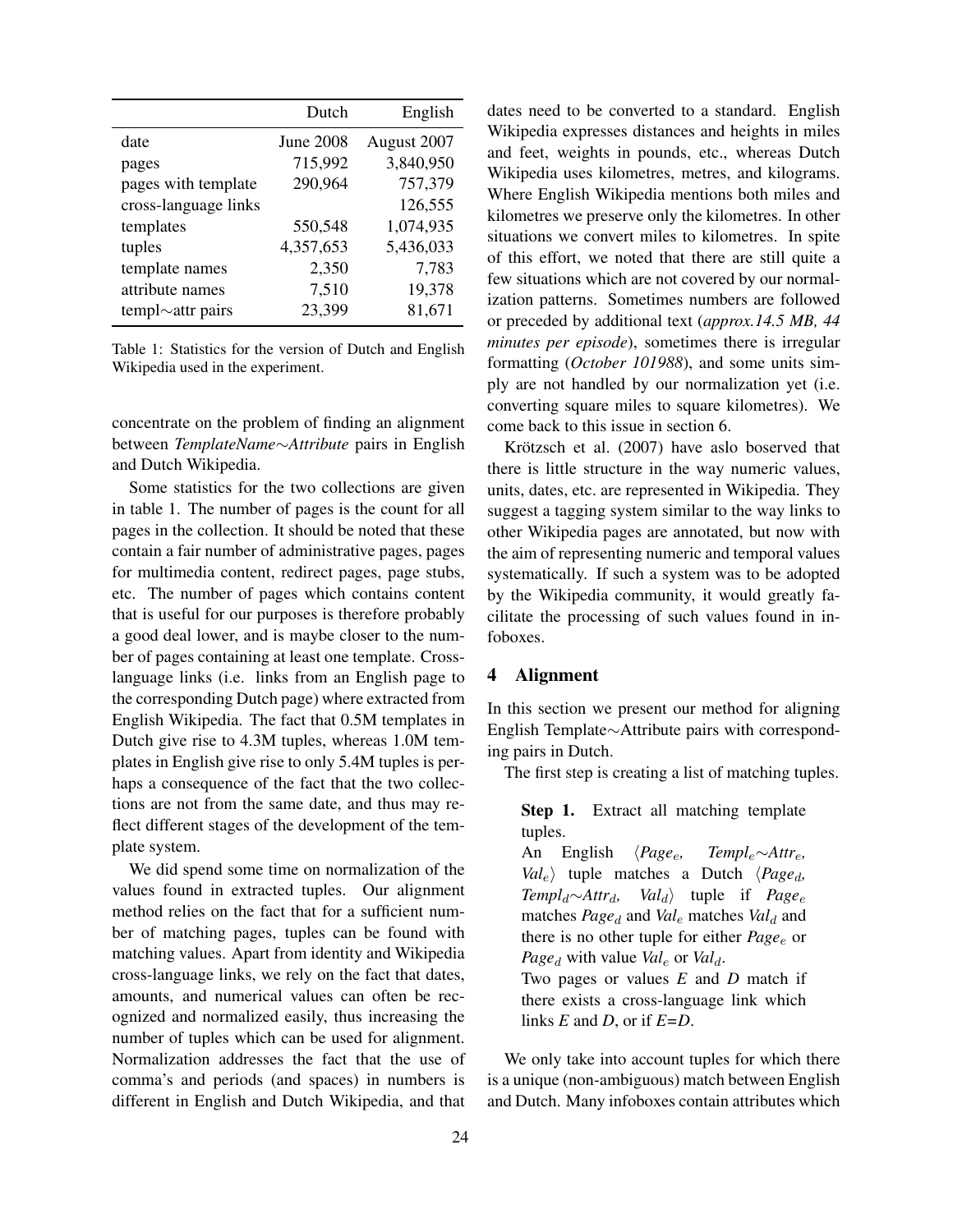| | Dutch | English |
|---|---|---|
| date | June 2008 | August 2007 |
| pages | 715,992 | 3,840,950 |
| pages with template | 290,964 | 757,379 |
| cross-language links | | 126,555 |
| templates | 550,548 | 1,074,935 |
| tuples | 4,357,653 | 5,436,033 |
| template names | 2,350 | 7,783 |
| attribute names | 7,510 | 19,378 |
| templ∼attr pairs | 23,399 | 81,671 |

Table 1: Statistics for the version of Dutch and English Wikipedia used in the experiment.

concentrate on the problem of finding an alignment between *TemplateName*∼*Attribute* pairs in English and Dutch Wikipedia.

Some statistics for the two collections are given in table 1. The number of pages is the count for all pages in the collection. It should be noted that these contain a fair number of administrative pages, pages for multimedia content, redirect pages, page stubs, etc. The number of pages which contains content that is useful for our purposes is therefore probably a good deal lower, and is maybe closer to the number of pages containing at least one template. Cross-language links (i.e. links from an English page to the corresponding Dutch page) where extracted from English Wikipedia. The fact that 0.5M templates in Dutch give rise to 4.3M tuples, whereas 1.0M templates in English give rise to only 5.4M tuples is perhaps a consequence of the fact that the two collections are not from the same date, and thus may reflect different stages of the development of the template system.

We did spend some time on normalization of the values found in extracted tuples. Our alignment method relies on the fact that for a sufficient number of matching pages, tuples can be found with matching values. Apart from identity and Wikipedia cross-language links, we rely on the fact that dates, amounts, and numerical values can often be recognized and normalized easily, thus increasing the number of tuples which can be used for alignment. Normalization addresses the fact that the use of comma's and periods (and spaces) in numbers is different in English and Dutch Wikipedia, and that dates need to be converted to a standard. English Wikipedia expresses distances and heights in miles and feet, weights in pounds, etc., whereas Dutch Wikipedia uses kilometres, metres, and kilograms. Where English Wikipedia mentions both miles and kilometres we preserve only the kilometres. In other situations we convert miles to kilometres. In spite of this effort, we noted that there are still quite a few situations which are not covered by our normalization patterns. Sometimes numbers are followed or preceded by additional text (*approx.14.5 MB, 44 minutes per episode*), sometimes there is irregular formatting (*October 101988*), and some units simply are not handled by our normalization yet (i.e. converting square miles to square kilometres). We come back to this issue in section 6.

Krötzsch et al. (2007) have aslo boserved that there is little structure in the way numeric values, units, dates, etc. are represented in Wikipedia. They suggest a tagging system similar to the way links to other Wikipedia pages are annotated, but now with the aim of representing numeric and temporal values systematically. If such a system was to be adopted by the Wikipedia community, it would greatly facilitate the processing of such values found in infoboxes.

## 4 Alignment

In this section we present our method for aligning English Template∼Attribute pairs with corresponding pairs in Dutch.

The first step is creating a list of matching tuples.

> **Step 1.** Extract all matching template tuples.
>
> An English ⟨$Page_e$, $Templ_e$∼$Attr_e$, $Val_e$⟩ tuple matches a Dutch ⟨$Page_d$, $Templ_d$∼$Attr_d$, $Val_d$⟩ tuple if $Page_e$ matches $Page_d$ and $Val_e$ matches $Val_d$ and there is no other tuple for either $Page_e$ or $Page_d$ with value $Val_e$ or $Val_d$.
>
> Two pages or values $E$ and $D$ match if there exists a cross-language link which links $E$ and $D$, or if $E$=$D$.

We only take into account tuples for which there is a unique (non-ambiguous) match between English and Dutch. Many infoboxes contain attributes which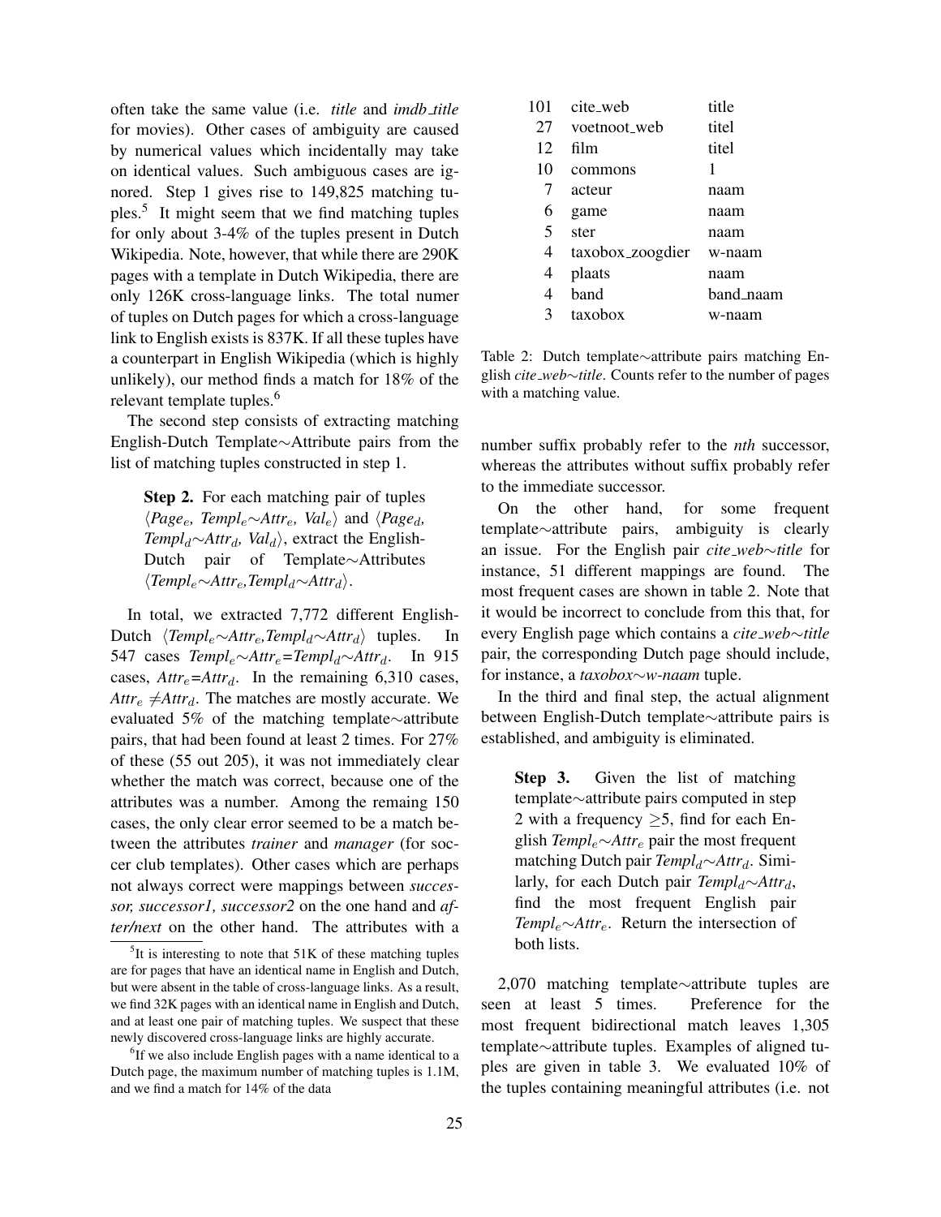often take the same value (i.e. *title* and *imdb_title* for movies). Other cases of ambiguity are caused by numerical values which incidentally may take on identical values. Such ambiguous cases are ignored. Step 1 gives rise to 149,825 matching tuples.[5] It might seem that we find matching tuples for only about 3-4% of the tuples present in Dutch Wikipedia. Note, however, that while there are 290K pages with a template in Dutch Wikipedia, there are only 126K cross-language links. The total numer of tuples on Dutch pages for which a cross-language link to English exists is 837K. If all these tuples have a counterpart in English Wikipedia (which is highly unlikely), our method finds a match for 18% of the relevant template tuples.[6]

The second step consists of extracting matching English-Dutch Template∼Attribute pairs from the list of matching tuples constructed in step 1.

> **Step 2.** For each matching pair of tuples $\langle Page_e, Templ_e{\sim}Attr_e, Val_e\rangle$ and $\langle Page_d, Templ_d{\sim}Attr_d, Val_d\rangle$, extract the English-Dutch pair of Template∼Attributes $\langle Templ_e{\sim}Attr_e, Templ_d{\sim}Attr_d\rangle$.

In total, we extracted 7,772 different English-Dutch $\langle Templ_e{\sim}Attr_e, Templ_d{\sim}Attr_d\rangle$ tuples. In 547 cases $Templ_e{\sim}Attr_e{=}Templ_d{\sim}Attr_d$. In 915 cases, $Attr_e{=}Attr_d$. In the remaining 6,310 cases, $Attr_e \neq Attr_d$. The matches are mostly accurate. We evaluated 5% of the matching template∼attribute pairs, that had been found at least 2 times. For 27% of these (55 out 205), it was not immediately clear whether the match was correct, because one of the attributes was a number. Among the remaing 150 cases, the only clear error seemed to be a match between the attributes *trainer* and *manager* (for soccer club templates). Other cases which are perhaps not always correct were mappings between *successor, successor1, successor2* on the one hand and *after/next* on the other hand. The attributes with a number suffix probably refer to the *nth* successor, whereas the attributes without suffix probably refer to the immediate successor.

| | | |
|---|---|---|
| 101 | cite_web | title |
| 27 | voetnoot_web | titel |
| 12 | film | titel |
| 10 | commons | 1 |
| 7 | acteur | naam |
| 6 | game | naam |
| 5 | ster | naam |
| 4 | taxobox_zoogdier | w-naam |
| 4 | plaats | naam |
| 4 | band | band_naam |
| 3 | taxobox | w-naam |

Table 2: Dutch template∼attribute pairs matching English *cite_web∼title*. Counts refer to the number of pages with a matching value.

On the other hand, for some frequent template∼attribute pairs, ambiguity is clearly an issue. For the English pair *cite_web∼title* for instance, 51 different mappings are found. The most frequent cases are shown in table 2. Note that it would be incorrect to conclude from this that, for every English page which contains a *cite_web∼title* pair, the corresponding Dutch page should include, for instance, a *taxobox∼w-naam* tuple.

In the third and final step, the actual alignment between English-Dutch template∼attribute pairs is established, and ambiguity is eliminated.

> **Step 3.** Given the list of matching template∼attribute pairs computed in step 2 with a frequency ≥5, find for each English $Templ_e{\sim}Attr_e$ pair the most frequent matching Dutch pair $Templ_d{\sim}Attr_d$. Similarly, for each Dutch pair $Templ_d{\sim}Attr_d$, find the most frequent English pair $Templ_e{\sim}Attr_e$. Return the intersection of both lists.

2,070 matching template∼attribute tuples are seen at least 5 times. Preference for the most frequent bidirectional match leaves 1,305 template∼attribute tuples. Examples of aligned tuples are given in table 3. We evaluated 10% of the tuples containing meaningful attributes (i.e. not

[5] It is interesting to note that 51K of these matching tuples are for pages that have an identical name in English and Dutch, but were absent in the table of cross-language links. As a result, we find 32K pages with an identical name in English and Dutch, and at least one pair of matching tuples. We suspect that these newly discovered cross-language links are highly accurate.

[6] If we also include English pages with a name identical to a Dutch page, the maximum number of matching tuples is 1.1M, and we find a match for 14% of the data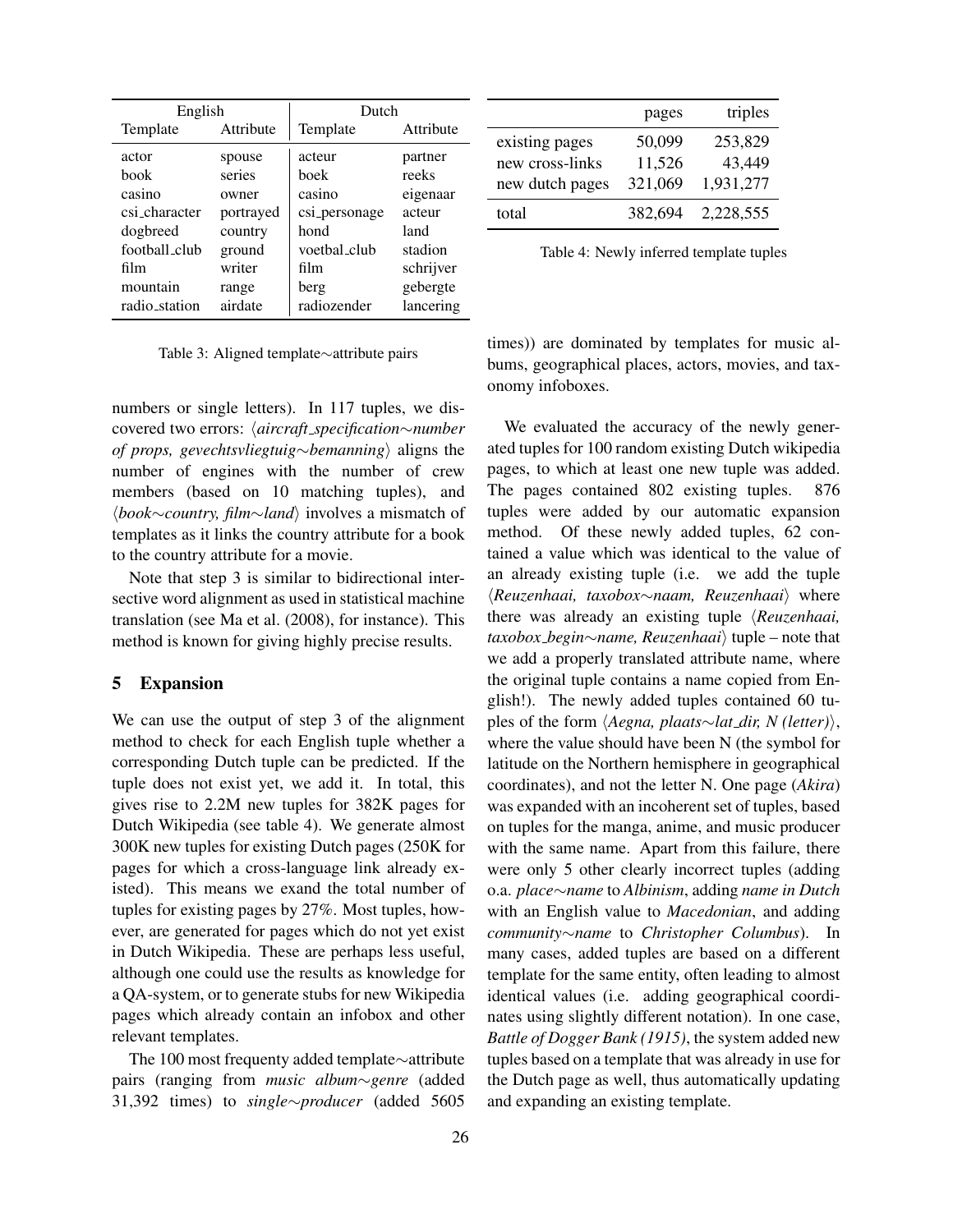| English | | Dutch | |
|---|---|---|---|
| Template | Attribute | Template | Attribute |
| actor | spouse | acteur | partner |
| book | series | boek | reeks |
| casino | owner | casino | eigenaar |
| csi_character | portrayed | csi_personage | acteur |
| dogbreed | country | hond | land |
| football_club | ground | voetbal_club | stadion |
| film | writer | film | schrijver |
| mountain | range | berg | gebergte |
| radio_station | airdate | radiozender | lancering |

Table 3: Aligned template∼attribute pairs

numbers or single letters). In 117 tuples, we discovered two errors: ⟨*aircraft_specification∼number of props, gevechtsvliegtuig∼bemanning*⟩ aligns the number of engines with the number of crew members (based on 10 matching tuples), and ⟨*book∼country, film∼land*⟩ involves a mismatch of templates as it links the country attribute for a book to the country attribute for a movie.

Note that step 3 is similar to bidirectional intersective word alignment as used in statistical machine translation (see Ma et al. (2008), for instance). This method is known for giving highly precise results.

## 5 Expansion

We can use the output of step 3 of the alignment method to check for each English tuple whether a corresponding Dutch tuple can be predicted. If the tuple does not exist yet, we add it. In total, this gives rise to 2.2M new tuples for 382K pages for Dutch Wikipedia (see table 4). We generate almost 300K new tuples for existing Dutch pages (250K for pages for which a cross-language link already existed). This means we exand the total number of tuples for existing pages by 27%. Most tuples, however, are generated for pages which do not yet exist in Dutch Wikipedia. These are perhaps less useful, although one could use the results as knowledge for a QA-system, or to generate stubs for new Wikipedia pages which already contain an infobox and other relevant templates.

The 100 most frequenty added template∼attribute pairs (ranging from *music album∼genre* (added 31,392 times) to *single∼producer* (added 5605 times)) are dominated by templates for music albums, geographical places, actors, movies, and taxonomy infoboxes.

| | pages | triples |
|---|---|---|
| existing pages | 50,099 | 253,829 |
| new cross-links | 11,526 | 43,449 |
| new dutch pages | 321,069 | 1,931,277 |
| total | 382,694 | 2,228,555 |

Table 4: Newly inferred template tuples

We evaluated the accuracy of the newly generated tuples for 100 random existing Dutch wikipedia pages, to which at least one new tuple was added. The pages contained 802 existing tuples. 876 tuples were added by our automatic expansion method. Of these newly added tuples, 62 contained a value which was identical to the value of an already existing tuple (i.e. we add the tuple ⟨*Reuzenhaai, taxobox∼naam, Reuzenhaai*⟩ where there was already an existing tuple ⟨*Reuzenhaai, taxobox_begin∼name, Reuzenhaai*⟩ tuple – note that we add a properly translated attribute name, where the original tuple contains a name copied from English!). The newly added tuples contained 60 tuples of the form ⟨*Aegna, plaats∼lat_dir, N (letter)*⟩, where the value should have been N (the symbol for latitude on the Northern hemisphere in geographical coordinates), and not the letter N. One page (*Akira*) was expanded with an incoherent set of tuples, based on tuples for the manga, anime, and music producer with the same name. Apart from this failure, there were only 5 other clearly incorrect tuples (adding o.a. *place∼name* to *Albinism*, adding *name in Dutch* with an English value to *Macedonian*, and adding *community∼name* to *Christopher Columbus*). In many cases, added tuples are based on a different template for the same entity, often leading to almost identical values (i.e. adding geographical coordinates using slightly different notation). In one case, *Battle of Dogger Bank (1915)*, the system added new tuples based on a template that was already in use for the Dutch page as well, thus automatically updating and expanding an existing template.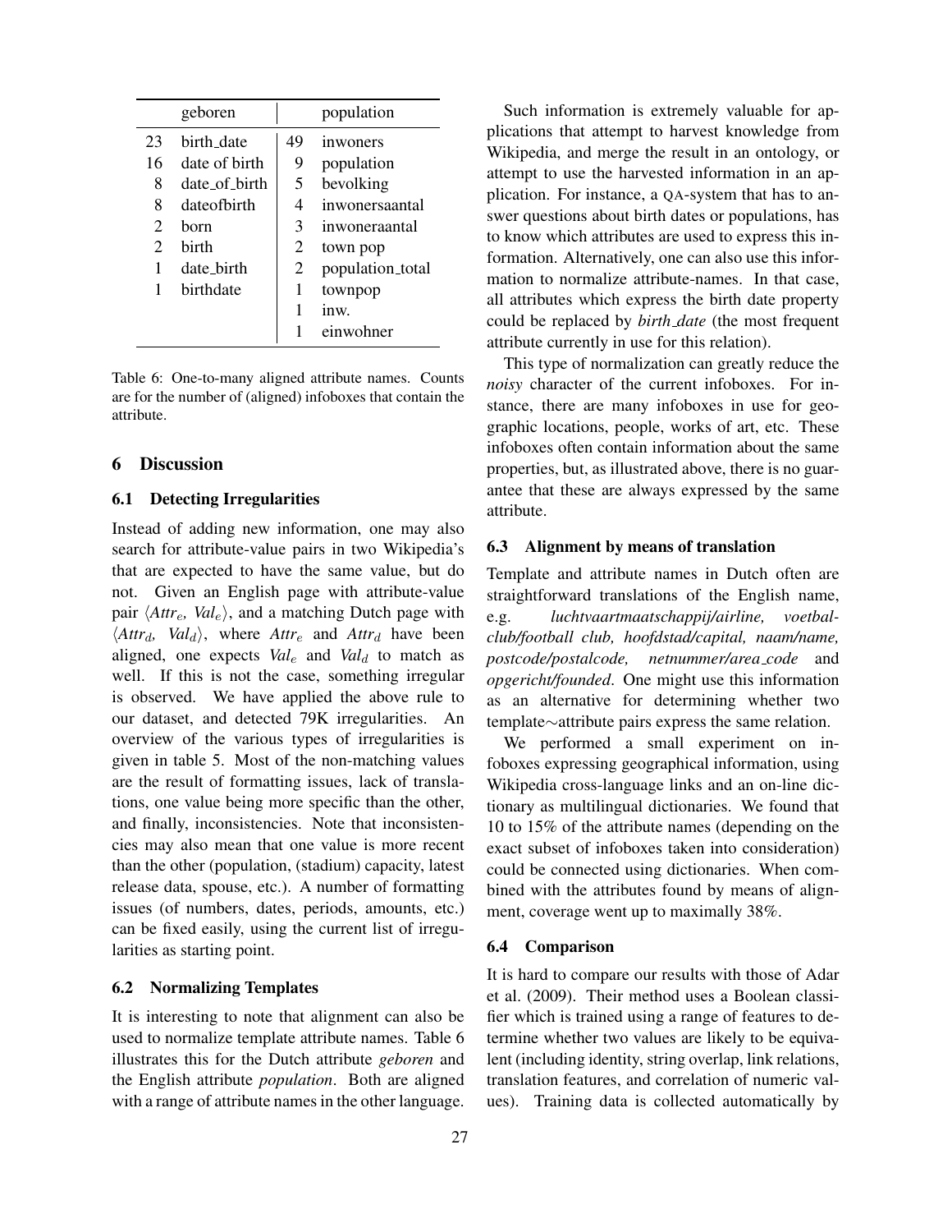| | geboren | | population |
|---|---|---|---|
| 23 | birth_date | 49 | inwoners |
| 16 | date of birth | 9 | population |
| 8 | date_of_birth | 5 | bevolking |
| 8 | dateofbirth | 4 | inwonersaantal |
| 2 | born | 3 | inwoneraantal |
| 2 | birth | 2 | town pop |
| 1 | date_birth | 2 | population_total |
| 1 | birthdate | 1 | townpop |
| | | 1 | inw. |
| | | 1 | einwohner |

Table 6: One-to-many aligned attribute names. Counts are for the number of (aligned) infoboxes that contain the attribute.

## 6 Discussion

### 6.1 Detecting Irregularities

Instead of adding new information, one may also search for attribute-value pairs in two Wikipedia's that are expected to have the same value, but do not. Given an English page with attribute-value pair $\langle Attr_e, Val_e \rangle$, and a matching Dutch page with $\langle Attr_d, Val_d \rangle$, where $Attr_e$ and $Attr_d$ have been aligned, one expects $Val_e$ and $Val_d$ to match as well. If this is not the case, something irregular is observed. We have applied the above rule to our dataset, and detected 79K irregularities. An overview of the various types of irregularities is given in table 5. Most of the non-matching values are the result of formatting issues, lack of translations, one value being more specific than the other, and finally, inconsistencies. Note that inconsistencies may also mean that one value is more recent than the other (population, (stadium) capacity, latest release data, spouse, etc.). A number of formatting issues (of numbers, dates, periods, amounts, etc.) can be fixed easily, using the current list of irregularities as starting point.

### 6.2 Normalizing Templates

It is interesting to note that alignment can also be used to normalize template attribute names. Table 6 illustrates this for the Dutch attribute *geboren* and the English attribute *population*. Both are aligned with a range of attribute names in the other language.

Such information is extremely valuable for applications that attempt to harvest knowledge from Wikipedia, and merge the result in an ontology, or attempt to use the harvested information in an application. For instance, a QA-system that has to answer questions about birth dates or populations, has to know which attributes are used to express this information. Alternatively, one can also use this information to normalize attribute-names. In that case, all attributes which express the birth date property could be replaced by *birth_date* (the most frequent attribute currently in use for this relation).

This type of normalization can greatly reduce the *noisy* character of the current infoboxes. For instance, there are many infoboxes in use for geographic locations, people, works of art, etc. These infoboxes often contain information about the same properties, but, as illustrated above, there is no guarantee that these are always expressed by the same attribute.

### 6.3 Alignment by means of translation

Template and attribute names in Dutch often are straightforward translations of the English name, e.g. *luchtvaartmaatschappij/airline, voetbalclub/football club, hoofdstad/capital, naam/name, postcode/postalcode, netnummer/area_code* and *opgericht/founded*. One might use this information as an alternative for determining whether two template∼attribute pairs express the same relation.

We performed a small experiment on infoboxes expressing geographical information, using Wikipedia cross-language links and an on-line dictionary as multilingual dictionaries. We found that 10 to 15% of the attribute names (depending on the exact subset of infoboxes taken into consideration) could be connected using dictionaries. When combined with the attributes found by means of alignment, coverage went up to maximally 38%.

### 6.4 Comparison

It is hard to compare our results with those of Adar et al. (2009). Their method uses a Boolean classifier which is trained using a range of features to determine whether two values are likely to be equivalent (including identity, string overlap, link relations, translation features, and correlation of numeric values). Training data is collected automatically by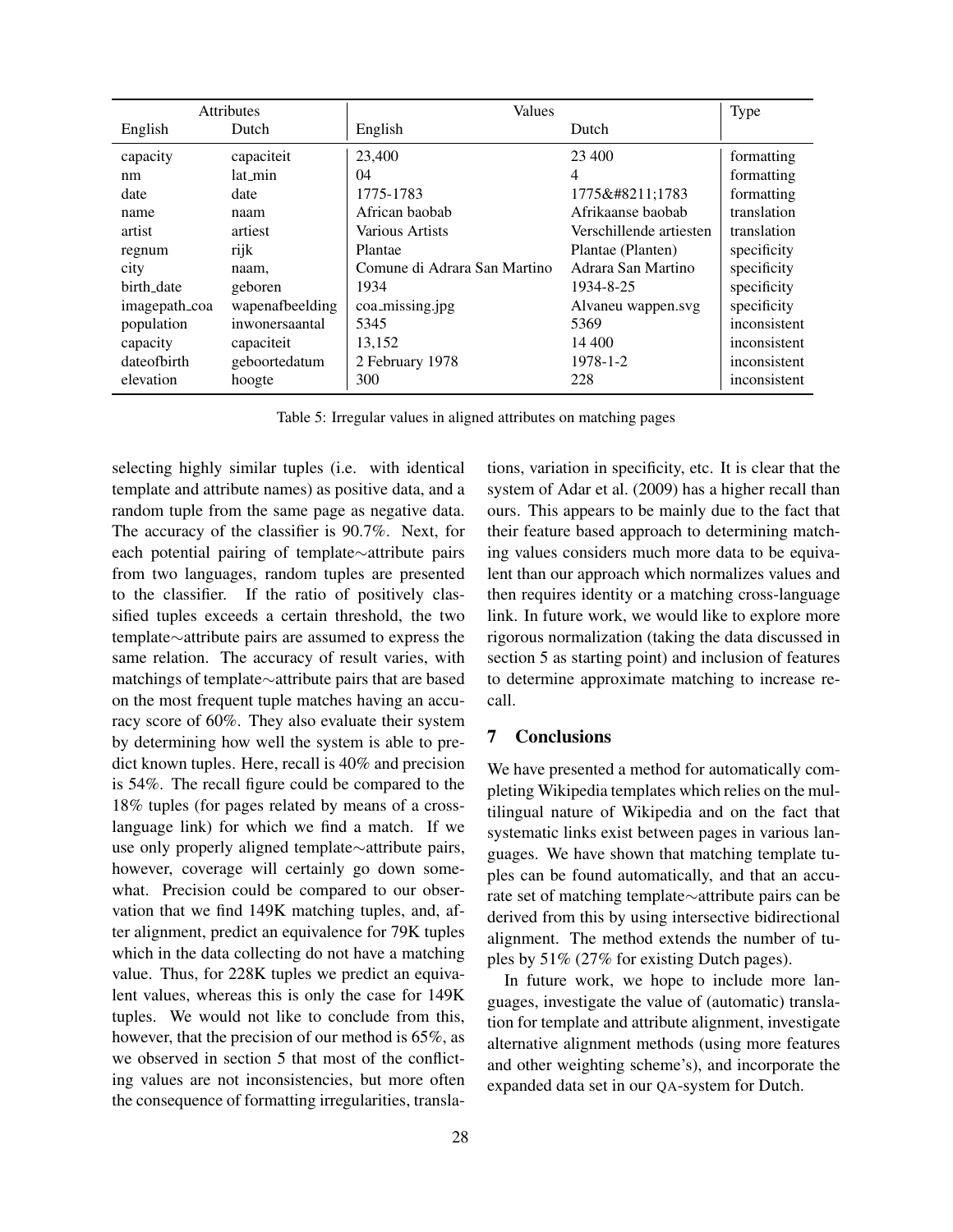| Attributes | | Values | | Type |
|---|---|---|---|---|
| English | Dutch | English | Dutch | |
| capacity | capaciteit | 23,400 | 23 400 | formatting |
| nm | lat_min | 04 | 4 | formatting |
| date | date | 1775-1783 | 1775&#8211;1783 | formatting |
| name | naam | African baobab | Afrikaanse baobab | translation |
| artist | artiest | Various Artists | Verschillende artiesten | translation |
| regnum | rijk | Plantae | Plantae (Planten) | specificity |
| city | naam, | Comune di Adrara San Martino | Adrara San Martino | specificity |
| birth_date | geboren | 1934 | 1934-8-25 | specificity |
| imagepath_coa | wapenafbeelding | coa_missing.jpg | Alvaneu wappen.svg | specificity |
| population | inwonersaantal | 5345 | 5369 | inconsistent |
| capacity | capaciteit | 13,152 | 14 400 | inconsistent |
| dateofbirth | geboortedatum | 2 February 1978 | 1978-1-2 | inconsistent |
| elevation | hoogte | 300 | 228 | inconsistent |

Table 5: Irregular values in aligned attributes on matching pages

selecting highly similar tuples (i.e. with identical template and attribute names) as positive data, and a random tuple from the same page as negative data. The accuracy of the classifier is 90.7%. Next, for each potential pairing of template∼attribute pairs from two languages, random tuples are presented to the classifier. If the ratio of positively classified tuples exceeds a certain threshold, the two template∼attribute pairs are assumed to express the same relation. The accuracy of result varies, with matchings of template∼attribute pairs that are based on the most frequent tuple matches having an accuracy score of 60%. They also evaluate their system by determining how well the system is able to predict known tuples. Here, recall is 40% and precision is 54%. The recall figure could be compared to the 18% tuples (for pages related by means of a cross-language link) for which we find a match. If we use only properly aligned template∼attribute pairs, however, coverage will certainly go down somewhat. Precision could be compared to our observation that we find 149K matching tuples, and, after alignment, predict an equivalence for 79K tuples which in the data collecting do not have a matching value. Thus, for 228K tuples we predict an equivalent values, whereas this is only the case for 149K tuples. We would not like to conclude from this, however, that the precision of our method is 65%, as we observed in section 5 that most of the conflicting values are not inconsistencies, but more often the consequence of formatting irregularities, translations, variation in specificity, etc. It is clear that the system of Adar et al. (2009) has a higher recall than ours. This appears to be mainly due to the fact that their feature based approach to determining matching values considers much more data to be equivalent than our approach which normalizes values and then requires identity or a matching cross-language link. In future work, we would like to explore more rigorous normalization (taking the data discussed in section 5 as starting point) and inclusion of features to determine approximate matching to increase recall.

## 7 Conclusions

We have presented a method for automatically completing Wikipedia templates which relies on the multilingual nature of Wikipedia and on the fact that systematic links exist between pages in various languages. We have shown that matching template tuples can be found automatically, and that an accurate set of matching template∼attribute pairs can be derived from this by using intersective bidirectional alignment. The method extends the number of tuples by 51% (27% for existing Dutch pages).

In future work, we hope to include more languages, investigate the value of (automatic) translation for template and attribute alignment, investigate alternative alignment methods (using more features and other weighting scheme's), and incorporate the expanded data set in our QA-system for Dutch.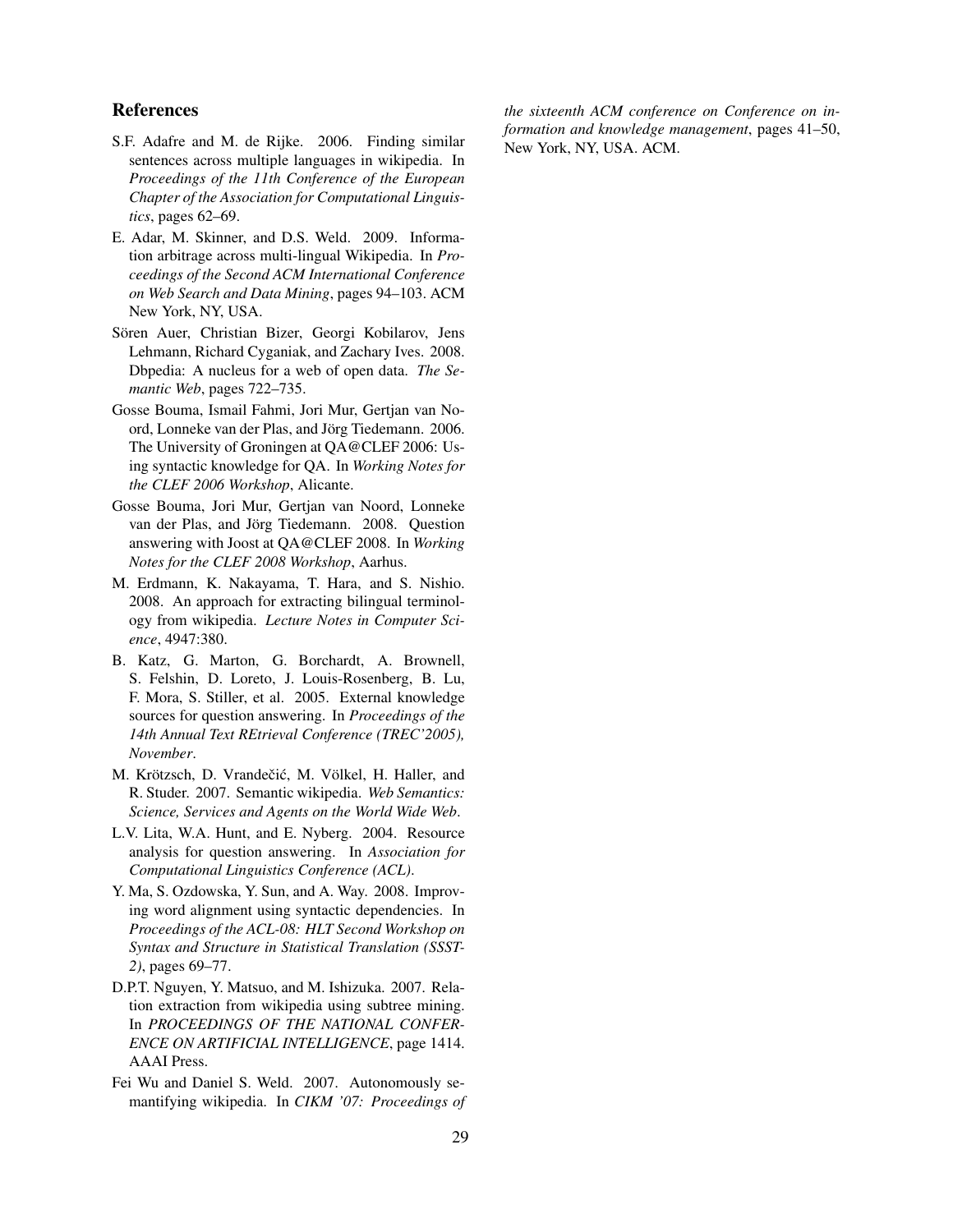## References

S.F. Adafre and M. de Rijke. 2006. Finding similar sentences across multiple languages in wikipedia. In *Proceedings of the 11th Conference of the European Chapter of the Association for Computational Linguistics*, pages 62–69.

E. Adar, M. Skinner, and D.S. Weld. 2009. Information arbitrage across multi-lingual Wikipedia. In *Proceedings of the Second ACM International Conference on Web Search and Data Mining*, pages 94–103. ACM New York, NY, USA.

Sören Auer, Christian Bizer, Georgi Kobilarov, Jens Lehmann, Richard Cyganiak, and Zachary Ives. 2008. Dbpedia: A nucleus for a web of open data. *The Semantic Web*, pages 722–735.

Gosse Bouma, Ismail Fahmi, Jori Mur, Gertjan van Noord, Lonneke van der Plas, and Jörg Tiedemann. 2006. The University of Groningen at QA@CLEF 2006: Using syntactic knowledge for QA. In *Working Notes for the CLEF 2006 Workshop*, Alicante.

Gosse Bouma, Jori Mur, Gertjan van Noord, Lonneke van der Plas, and Jörg Tiedemann. 2008. Question answering with Joost at QA@CLEF 2008. In *Working Notes for the CLEF 2008 Workshop*, Aarhus.

M. Erdmann, K. Nakayama, T. Hara, and S. Nishio. 2008. An approach for extracting bilingual terminology from wikipedia. *Lecture Notes in Computer Science*, 4947:380.

B. Katz, G. Marton, G. Borchardt, A. Brownell, S. Felshin, D. Loreto, J. Louis-Rosenberg, B. Lu, F. Mora, S. Stiller, et al. 2005. External knowledge sources for question answering. In *Proceedings of the 14th Annual Text REtrieval Conference (TREC'2005), November*.

M. Krötzsch, D. Vrandečić, M. Völkel, H. Haller, and R. Studer. 2007. Semantic wikipedia. *Web Semantics: Science, Services and Agents on the World Wide Web*.

L.V. Lita, W.A. Hunt, and E. Nyberg. 2004. Resource analysis for question answering. In *Association for Computational Linguistics Conference (ACL)*.

Y. Ma, S. Ozdowska, Y. Sun, and A. Way. 2008. Improving word alignment using syntactic dependencies. In *Proceedings of the ACL-08: HLT Second Workshop on Syntax and Structure in Statistical Translation (SSST-2)*, pages 69–77.

D.P.T. Nguyen, Y. Matsuo, and M. Ishizuka. 2007. Relation extraction from wikipedia using subtree mining. In *PROCEEDINGS OF THE NATIONAL CONFERENCE ON ARTIFICIAL INTELLIGENCE*, page 1414. AAAI Press.

Fei Wu and Daniel S. Weld. 2007. Autonomously semantifying wikipedia. In *CIKM '07: Proceedings of the sixteenth ACM conference on Conference on information and knowledge management*, pages 41–50, New York, NY, USA. ACM.